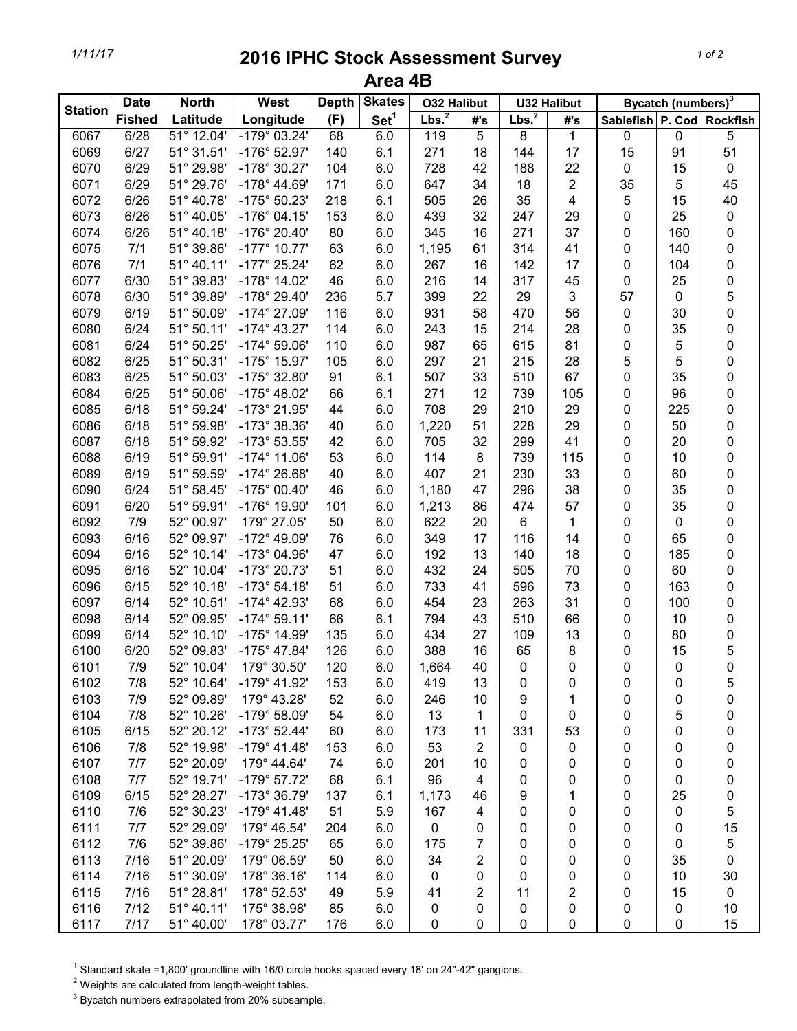# 2016 IPHC Stock Assessment Survey

## Area 4B

| Station | Date Fished | North Latitude | West Longitude | Depth (F) | Skates Set[1] | O32 Halibut | | U32 Halibut | | Bycatch (numbers)[3] | | |
|---|---|---|---|---|---|---|---|---|---|---|---|---|
| | | | | | | Lbs.[2] | #'s | Lbs.[2] | #'s | Sablefish | P. Cod | Rockfish |
| 6067 | 6/28 | 51° 12.04' | -179° 03.24' | 68 | 6.0 | 119 | 5 | 8 | 1 | 0 | 0 | 5 |
| 6069 | 6/27 | 51° 31.51' | -176° 52.97' | 140 | 6.1 | 271 | 18 | 144 | 17 | 15 | 91 | 51 |
| 6070 | 6/29 | 51° 29.98' | -178° 30.27' | 104 | 6.0 | 728 | 42 | 188 | 22 | 0 | 15 | 0 |
| 6071 | 6/29 | 51° 29.76' | -178° 44.69' | 171 | 6.0 | 647 | 34 | 18 | 2 | 35 | 5 | 45 |
| 6072 | 6/26 | 51° 40.78' | -175° 50.23' | 218 | 6.1 | 505 | 26 | 35 | 4 | 5 | 15 | 40 |
| 6073 | 6/26 | 51° 40.05' | -176° 04.15' | 153 | 6.0 | 439 | 32 | 247 | 29 | 0 | 25 | 0 |
| 6074 | 6/26 | 51° 40.18' | -176° 20.40' | 80 | 6.0 | 345 | 16 | 271 | 37 | 0 | 160 | 0 |
| 6075 | 7/1 | 51° 39.86' | -177° 10.77' | 63 | 6.0 | 1,195 | 61 | 314 | 41 | 0 | 140 | 0 |
| 6076 | 7/1 | 51° 40.11' | -177° 25.24' | 62 | 6.0 | 267 | 16 | 142 | 17 | 0 | 104 | 0 |
| 6077 | 6/30 | 51° 39.83' | -178° 14.02' | 46 | 6.0 | 216 | 14 | 317 | 45 | 0 | 25 | 0 |
| 6078 | 6/30 | 51° 39.89' | -178° 29.40' | 236 | 5.7 | 399 | 22 | 29 | 3 | 57 | 0 | 5 |
| 6079 | 6/19 | 51° 50.09' | -174° 27.09' | 116 | 6.0 | 931 | 58 | 470 | 56 | 0 | 30 | 0 |
| 6080 | 6/24 | 51° 50.11' | -174° 43.27' | 114 | 6.0 | 243 | 15 | 214 | 28 | 0 | 35 | 0 |
| 6081 | 6/24 | 51° 50.25' | -174° 59.06' | 110 | 6.0 | 987 | 65 | 615 | 81 | 0 | 5 | 0 |
| 6082 | 6/25 | 51° 50.31' | -175° 15.97' | 105 | 6.0 | 297 | 21 | 215 | 28 | 5 | 5 | 0 |
| 6083 | 6/25 | 51° 50.03' | -175° 32.80' | 91 | 6.1 | 507 | 33 | 510 | 67 | 0 | 35 | 0 |
| 6084 | 6/25 | 51° 50.06' | -175° 48.02' | 66 | 6.1 | 271 | 12 | 739 | 105 | 0 | 96 | 0 |
| 6085 | 6/18 | 51° 59.24' | -173° 21.95' | 44 | 6.0 | 708 | 29 | 210 | 29 | 0 | 225 | 0 |
| 6086 | 6/18 | 51° 59.98' | -173° 38.36' | 40 | 6.0 | 1,220 | 51 | 228 | 29 | 0 | 50 | 0 |
| 6087 | 6/18 | 51° 59.92' | -173° 53.55' | 42 | 6.0 | 705 | 32 | 299 | 41 | 0 | 20 | 0 |
| 6088 | 6/19 | 51° 59.91' | -174° 11.06' | 53 | 6.0 | 114 | 8 | 739 | 115 | 0 | 10 | 0 |
| 6089 | 6/19 | 51° 59.59' | -174° 26.68' | 40 | 6.0 | 407 | 21 | 230 | 33 | 0 | 60 | 0 |
| 6090 | 6/24 | 51° 58.45' | -175° 00.40' | 46 | 6.0 | 1,180 | 47 | 296 | 38 | 0 | 35 | 0 |
| 6091 | 6/20 | 51° 59.91' | -176° 19.90' | 101 | 6.0 | 1,213 | 86 | 474 | 57 | 0 | 35 | 0 |
| 6092 | 7/9 | 52° 00.97' | 179° 27.05' | 50 | 6.0 | 622 | 20 | 6 | 1 | 0 | 0 | 0 |
| 6093 | 6/16 | 52° 09.97' | -172° 49.09' | 76 | 6.0 | 349 | 17 | 116 | 14 | 0 | 65 | 0 |
| 6094 | 6/16 | 52° 10.14' | -173° 04.96' | 47 | 6.0 | 192 | 13 | 140 | 18 | 0 | 185 | 0 |
| 6095 | 6/16 | 52° 10.04' | -173° 20.73' | 51 | 6.0 | 432 | 24 | 505 | 70 | 0 | 60 | 0 |
| 6096 | 6/15 | 52° 10.18' | -173° 54.18' | 51 | 6.0 | 733 | 41 | 596 | 73 | 0 | 163 | 0 |
| 6097 | 6/14 | 52° 10.51' | -174° 42.93' | 68 | 6.0 | 454 | 23 | 263 | 31 | 0 | 100 | 0 |
| 6098 | 6/14 | 52° 09.95' | -174° 59.11' | 66 | 6.1 | 794 | 43 | 510 | 66 | 0 | 10 | 0 |
| 6099 | 6/14 | 52° 10.10' | -175° 14.99' | 135 | 6.0 | 434 | 27 | 109 | 13 | 0 | 80 | 0 |
| 6100 | 6/20 | 52° 09.83' | -175° 47.84' | 126 | 6.0 | 388 | 16 | 65 | 8 | 0 | 15 | 5 |
| 6101 | 7/9 | 52° 10.04' | 179° 30.50' | 120 | 6.0 | 1,664 | 40 | 0 | 0 | 0 | 0 | 0 |
| 6102 | 7/8 | 52° 10.64' | -179° 41.92' | 153 | 6.0 | 419 | 13 | 0 | 0 | 0 | 0 | 5 |
| 6103 | 7/9 | 52° 09.89' | 179° 43.28' | 52 | 6.0 | 246 | 10 | 9 | 1 | 0 | 0 | 0 |
| 6104 | 7/8 | 52° 10.26' | -179° 58.09' | 54 | 6.0 | 13 | 1 | 0 | 0 | 0 | 5 | 0 |
| 6105 | 6/15 | 52° 20.12' | -173° 52.44' | 60 | 6.0 | 173 | 11 | 331 | 53 | 0 | 0 | 0 |
| 6106 | 7/8 | 52° 19.98' | -179° 41.48' | 153 | 6.0 | 53 | 2 | 0 | 0 | 0 | 0 | 0 |
| 6107 | 7/7 | 52° 20.09' | 179° 44.64' | 74 | 6.0 | 201 | 10 | 0 | 0 | 0 | 0 | 0 |
| 6108 | 7/7 | 52° 19.71' | -179° 57.72' | 68 | 6.1 | 96 | 4 | 0 | 0 | 0 | 0 | 0 |
| 6109 | 6/15 | 52° 28.27' | -173° 36.79' | 137 | 6.1 | 1,173 | 46 | 9 | 1 | 0 | 25 | 0 |
| 6110 | 7/6 | 52° 30.23' | -179° 41.48' | 51 | 5.9 | 167 | 4 | 0 | 0 | 0 | 0 | 5 |
| 6111 | 7/7 | 52° 29.09' | 179° 46.54' | 204 | 6.0 | 0 | 0 | 0 | 0 | 0 | 0 | 15 |
| 6112 | 7/6 | 52° 39.86' | -179° 25.25' | 65 | 6.0 | 175 | 7 | 0 | 0 | 0 | 0 | 5 |
| 6113 | 7/16 | 51° 20.09' | 179° 06.59' | 50 | 6.0 | 34 | 2 | 0 | 0 | 0 | 35 | 0 |
| 6114 | 7/16 | 51° 30.09' | 178° 36.16' | 114 | 6.0 | 0 | 0 | 0 | 0 | 0 | 10 | 30 |
| 6115 | 7/16 | 51° 28.81' | 178° 52.53' | 49 | 5.9 | 41 | 2 | 11 | 2 | 0 | 15 | 0 |
| 6116 | 7/12 | 51° 40.11' | 175° 38.98' | 85 | 6.0 | 0 | 0 | 0 | 0 | 0 | 0 | 10 |
| 6117 | 7/17 | 51° 40.00' | 178° 03.77' | 176 | 6.0 | 0 | 0 | 0 | 0 | 0 | 0 | 15 |

[1] Standard skate =1,800' groundline with 16/0 circle hooks spaced every 18' on 24"-42" gangions.

[2] Weights are calculated from length-weight tables.

[3] Bycatch numbers extrapolated from 20% subsample.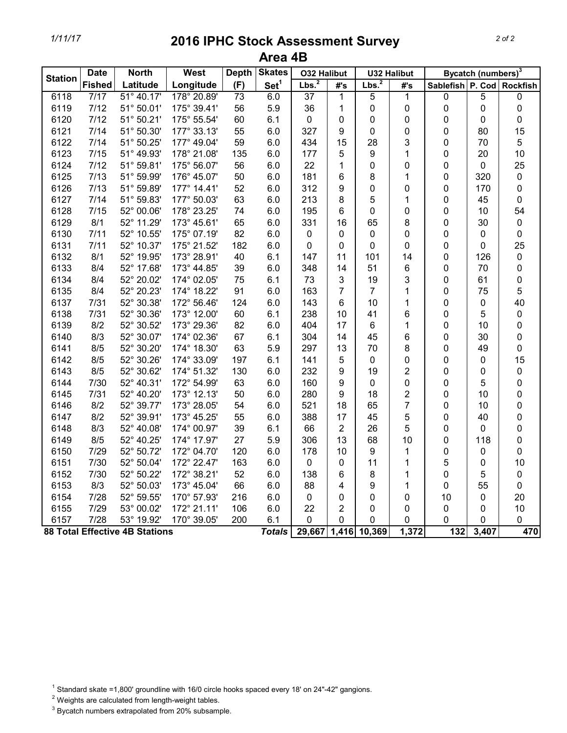# 2016 IPHC Stock Assessment Survey

## Area 4B

| Station | Date Fished | North Latitude | West Longitude | Depth (F) | Skates Set[1] | O32 Halibut Lbs.[2] | O32 Halibut #'s | U32 Halibut Lbs.[2] | U32 Halibut #'s | Bycatch (numbers)[3] Sablefish | P. Cod | Rockfish |
|---|---|---|---|---|---|---|---|---|---|---|---|---|
| 6118 | 7/17 | 51° 40.17' | 178° 20.89' | 73 | 6.0 | 37 | 1 | 5 | 1 | 0 | 5 | 0 |
| 6119 | 7/12 | 51° 50.01' | 175° 39.41' | 56 | 5.9 | 36 | 1 | 0 | 0 | 0 | 0 | 0 |
| 6120 | 7/12 | 51° 50.21' | 175° 55.54' | 60 | 6.1 | 0 | 0 | 0 | 0 | 0 | 0 | 0 |
| 6121 | 7/14 | 51° 50.30' | 177° 33.13' | 55 | 6.0 | 327 | 9 | 0 | 0 | 0 | 80 | 15 |
| 6122 | 7/14 | 51° 50.25' | 177° 49.04' | 59 | 6.0 | 434 | 15 | 28 | 3 | 0 | 70 | 5 |
| 6123 | 7/15 | 51° 49.93' | 178° 21.08' | 135 | 6.0 | 177 | 5 | 9 | 1 | 0 | 20 | 10 |
| 6124 | 7/12 | 51° 59.81' | 175° 56.07' | 56 | 6.0 | 22 | 1 | 0 | 0 | 0 | 0 | 25 |
| 6125 | 7/13 | 51° 59.99' | 176° 45.07' | 50 | 6.0 | 181 | 6 | 8 | 1 | 0 | 320 | 0 |
| 6126 | 7/13 | 51° 59.89' | 177° 14.41' | 52 | 6.0 | 312 | 9 | 0 | 0 | 0 | 170 | 0 |
| 6127 | 7/14 | 51° 59.83' | 177° 50.03' | 63 | 6.0 | 213 | 8 | 5 | 1 | 0 | 45 | 0 |
| 6128 | 7/15 | 52° 00.06' | 178° 23.25' | 74 | 6.0 | 195 | 6 | 0 | 0 | 0 | 10 | 54 |
| 6129 | 8/1 | 52° 11.29' | 173° 45.61' | 65 | 6.0 | 331 | 16 | 65 | 8 | 0 | 30 | 0 |
| 6130 | 7/11 | 52° 10.55' | 175° 07.19' | 82 | 6.0 | 0 | 0 | 0 | 0 | 0 | 0 | 0 |
| 6131 | 7/11 | 52° 10.37' | 175° 21.52' | 182 | 6.0 | 0 | 0 | 0 | 0 | 0 | 0 | 25 |
| 6132 | 8/1 | 52° 19.95' | 173° 28.91' | 40 | 6.1 | 147 | 11 | 101 | 14 | 0 | 126 | 0 |
| 6133 | 8/4 | 52° 17.68' | 173° 44.85' | 39 | 6.0 | 348 | 14 | 51 | 6 | 0 | 70 | 0 |
| 6134 | 8/4 | 52° 20.02' | 174° 02.05' | 75 | 6.1 | 73 | 3 | 19 | 3 | 0 | 61 | 0 |
| 6135 | 8/4 | 52° 20.23' | 174° 18.22' | 91 | 6.0 | 163 | 7 | 7 | 1 | 0 | 75 | 5 |
| 6137 | 7/31 | 52° 30.38' | 172° 56.46' | 124 | 6.0 | 143 | 6 | 10 | 1 | 0 | 0 | 40 |
| 6138 | 7/31 | 52° 30.36' | 173° 12.00' | 60 | 6.1 | 238 | 10 | 41 | 6 | 0 | 5 | 0 |
| 6139 | 8/2 | 52° 30.52' | 173° 29.36' | 82 | 6.0 | 404 | 17 | 6 | 1 | 0 | 10 | 0 |
| 6140 | 8/3 | 52° 30.07' | 174° 02.36' | 67 | 6.1 | 304 | 14 | 45 | 6 | 0 | 30 | 0 |
| 6141 | 8/5 | 52° 30.20' | 174° 18.30' | 63 | 5.9 | 297 | 13 | 70 | 8 | 0 | 49 | 0 |
| 6142 | 8/5 | 52° 30.26' | 174° 33.09' | 197 | 6.1 | 141 | 5 | 0 | 0 | 0 | 0 | 15 |
| 6143 | 8/5 | 52° 30.62' | 174° 51.32' | 130 | 6.0 | 232 | 9 | 19 | 2 | 0 | 0 | 0 |
| 6144 | 7/30 | 52° 40.31' | 172° 54.99' | 63 | 6.0 | 160 | 9 | 0 | 0 | 0 | 5 | 0 |
| 6145 | 7/31 | 52° 40.20' | 173° 12.13' | 50 | 6.0 | 280 | 9 | 18 | 2 | 0 | 10 | 0 |
| 6146 | 8/2 | 52° 39.77' | 173° 28.05' | 54 | 6.0 | 521 | 18 | 65 | 7 | 0 | 10 | 0 |
| 6147 | 8/2 | 52° 39.91' | 173° 45.25' | 55 | 6.0 | 388 | 17 | 45 | 5 | 0 | 40 | 0 |
| 6148 | 8/3 | 52° 40.08' | 174° 00.97' | 39 | 6.1 | 66 | 2 | 26 | 5 | 0 | 0 | 0 |
| 6149 | 8/5 | 52° 40.25' | 174° 17.97' | 27 | 5.9 | 306 | 13 | 68 | 10 | 0 | 118 | 0 |
| 6150 | 7/29 | 52° 50.72' | 172° 04.70' | 120 | 6.0 | 178 | 10 | 9 | 1 | 0 | 0 | 0 |
| 6151 | 7/30 | 52° 50.04' | 172° 22.47' | 163 | 6.0 | 0 | 0 | 11 | 1 | 5 | 0 | 10 |
| 6152 | 7/30 | 52° 50.22' | 172° 38.21' | 52 | 6.0 | 138 | 6 | 8 | 1 | 0 | 5 | 0 |
| 6153 | 8/3 | 52° 50.03' | 173° 45.04' | 66 | 6.0 | 88 | 4 | 9 | 1 | 0 | 55 | 0 |
| 6154 | 7/28 | 52° 59.55' | 170° 57.93' | 216 | 6.0 | 0 | 0 | 0 | 0 | 10 | 0 | 20 |
| 6155 | 7/29 | 53° 00.02' | 172° 21.11' | 106 | 6.0 | 22 | 2 | 0 | 0 | 0 | 0 | 10 |
| 6157 | 7/28 | 53° 19.92' | 170° 39.05' | 200 | 6.1 | 0 | 0 | 0 | 0 | 0 | 0 | 0 |
| **88 Total Effective 4B Stations** | | | | | ***Totals*** | **29,667** | **1,416** | **10,369** | **1,372** | **132** | **3,407** | **470** |

[1] Standard skate =1,800' groundline with 16/0 circle hooks spaced every 18' on 24"-42" gangions.

[2] Weights are calculated from length-weight tables.

[3] Bycatch numbers extrapolated from 20% subsample.